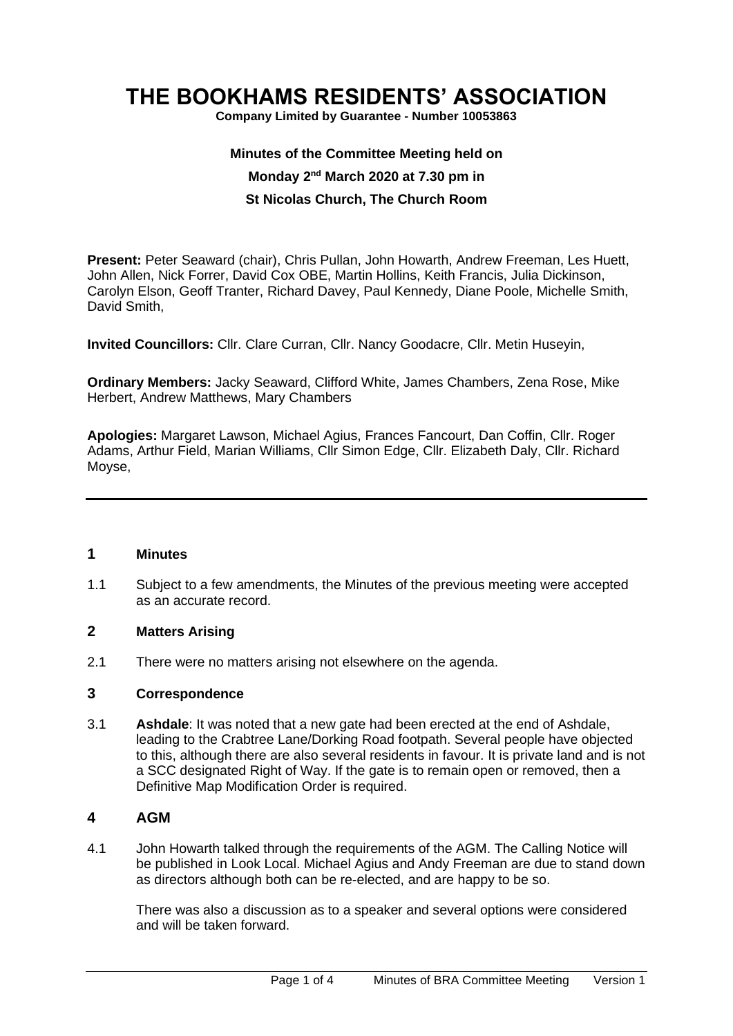# THE BOOKHAMS RESIDENTS' ASSOCIATION

**Company Limited by Guarantee - Number 10053863**

**Minutes of the Committee Meeting held on**

**Monday 2nd March 2020 at 7.30 pm in**

**St Nicolas Church, The Church Room**

**Present:** Peter Seaward (chair), Chris Pullan, John Howarth, Andrew Freeman, Les Huett, John Allen, Nick Forrer, David Cox OBE, Martin Hollins, Keith Francis, Julia Dickinson, Carolyn Elson, Geoff Tranter, Richard Davey, Paul Kennedy, Diane Poole, Michelle Smith, David Smith,

**Invited Councillors:** Cllr. Clare Curran, Cllr. Nancy Goodacre, Cllr. Metin Huseyin,

**Ordinary Members:** Jacky Seaward, Clifford White, James Chambers, Zena Rose, Mike Herbert, Andrew Matthews, Mary Chambers

**Apologies:** Margaret Lawson, Michael Agius, Frances Fancourt, Dan Coffin, Cllr. Roger Adams, Arthur Field, Marian Williams, Cllr Simon Edge, Cllr. Elizabeth Daly, Cllr. Richard Moyse,

---

## 1 Minutes

1.1 Subject to a few amendments, the Minutes of the previous meeting were accepted as an accurate record.

## 2 Matters Arising

2.1 There were no matters arising not elsewhere on the agenda.

## 3 Correspondence

3.1 **Ashdale**: It was noted that a new gate had been erected at the end of Ashdale, leading to the Crabtree Lane/Dorking Road footpath. Several people have objected to this, although there are also several residents in favour. It is private land and is not a SCC designated Right of Way. If the gate is to remain open or removed, then a Definitive Map Modification Order is required.

## 4 AGM

4.1 John Howarth talked through the requirements of the AGM. The Calling Notice will be published in Look Local. Michael Agius and Andy Freeman are due to stand down as directors although both can be re-elected, and are happy to be so.

There was also a discussion as to a speaker and several options were considered and will be taken forward.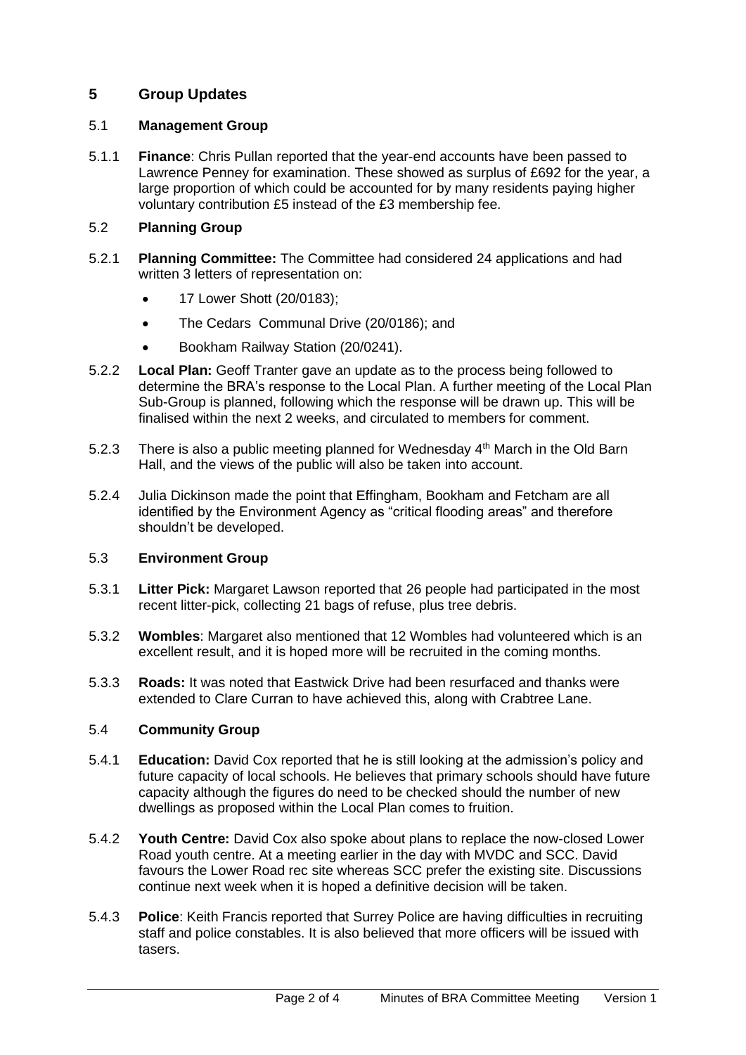## 5 Group Updates

### 5.1 Management Group

5.1.1 **Finance**: Chris Pullan reported that the year-end accounts have been passed to Lawrence Penney for examination. These showed as surplus of £692 for the year, a large proportion of which could be accounted for by many residents paying higher voluntary contribution £5 instead of the £3 membership fee.

### 5.2 Planning Group

5.2.1 **Planning Committee:** The Committee had considered 24 applications and had written 3 letters of representation on:

- 17 Lower Shott (20/0183);
- The Cedars Communal Drive (20/0186); and
- Bookham Railway Station (20/0241).

5.2.2 **Local Plan:** Geoff Tranter gave an update as to the process being followed to determine the BRA's response to the Local Plan. A further meeting of the Local Plan Sub-Group is planned, following which the response will be drawn up. This will be finalised within the next 2 weeks, and circulated to members for comment.

5.2.3 There is also a public meeting planned for Wednesday 4th March in the Old Barn Hall, and the views of the public will also be taken into account.

5.2.4 Julia Dickinson made the point that Effingham, Bookham and Fetcham are all identified by the Environment Agency as "critical flooding areas" and therefore shouldn't be developed.

### 5.3 Environment Group

5.3.1 **Litter Pick:** Margaret Lawson reported that 26 people had participated in the most recent litter-pick, collecting 21 bags of refuse, plus tree debris.

5.3.2 **Wombles**: Margaret also mentioned that 12 Wombles had volunteered which is an excellent result, and it is hoped more will be recruited in the coming months.

5.3.3 **Roads:** It was noted that Eastwick Drive had been resurfaced and thanks were extended to Clare Curran to have achieved this, along with Crabtree Lane.

### 5.4 Community Group

5.4.1 **Education:** David Cox reported that he is still looking at the admission's policy and future capacity of local schools. He believes that primary schools should have future capacity although the figures do need to be checked should the number of new dwellings as proposed within the Local Plan comes to fruition.

5.4.2 **Youth Centre:** David Cox also spoke about plans to replace the now-closed Lower Road youth centre. At a meeting earlier in the day with MVDC and SCC. David favours the Lower Road rec site whereas SCC prefer the existing site. Discussions continue next week when it is hoped a definitive decision will be taken.

5.4.3 **Police**: Keith Francis reported that Surrey Police are having difficulties in recruiting staff and police constables. It is also believed that more officers will be issued with tasers.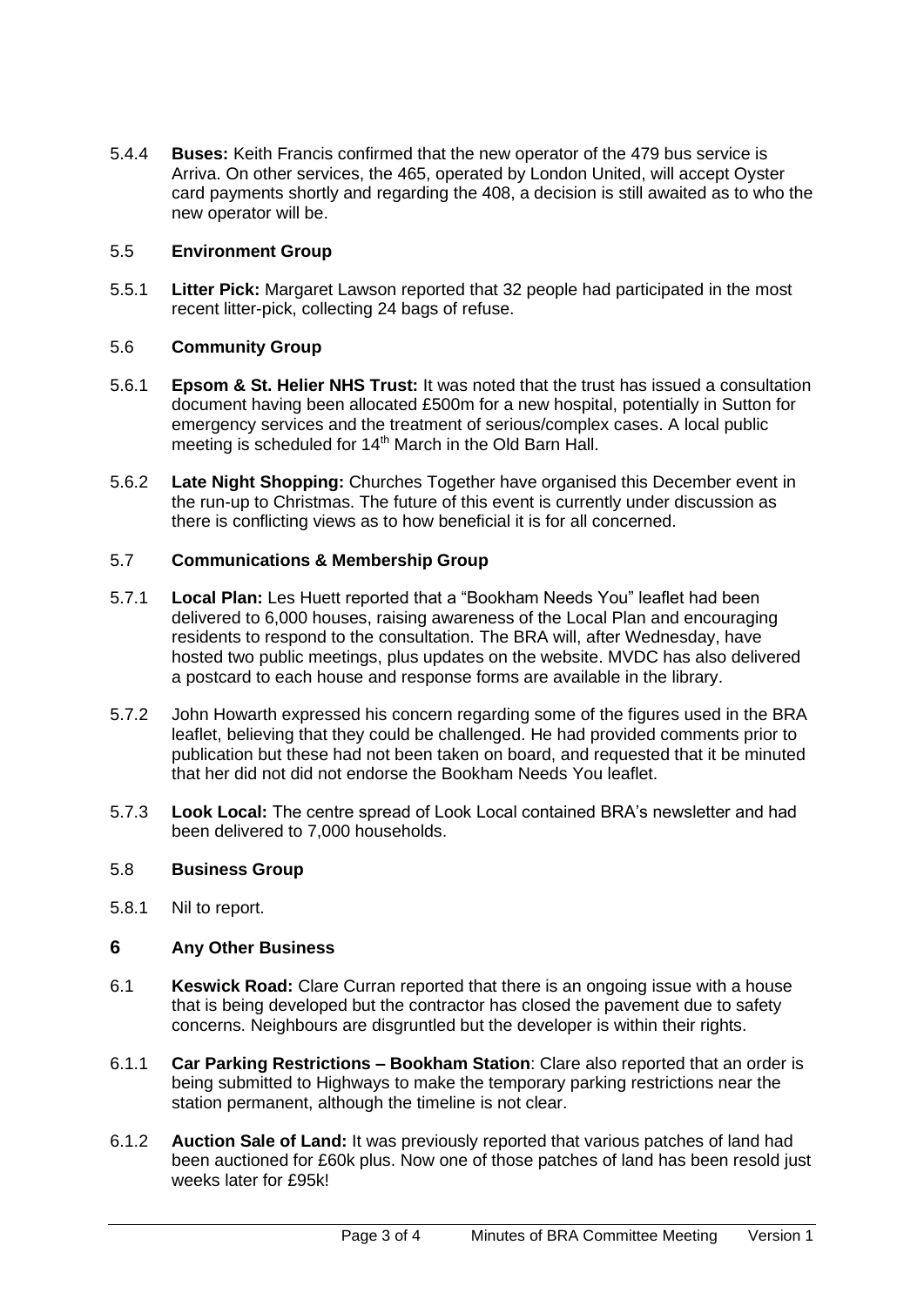5.4.4 **Buses:** Keith Francis confirmed that the new operator of the 479 bus service is Arriva. On other services, the 465, operated by London United, will accept Oyster card payments shortly and regarding the 408, a decision is still awaited as to who the new operator will be.

### 5.5 Environment Group

5.5.1 **Litter Pick:** Margaret Lawson reported that 32 people had participated in the most recent litter-pick, collecting 24 bags of refuse.

### 5.6 Community Group

5.6.1 **Epsom & St. Helier NHS Trust:** It was noted that the trust has issued a consultation document having been allocated £500m for a new hospital, potentially in Sutton for emergency services and the treatment of serious/complex cases. A local public meeting is scheduled for 14th March in the Old Barn Hall.

5.6.2 **Late Night Shopping:** Churches Together have organised this December event in the run-up to Christmas. The future of this event is currently under discussion as there is conflicting views as to how beneficial it is for all concerned.

### 5.7 Communications & Membership Group

5.7.1 **Local Plan:** Les Huett reported that a "Bookham Needs You" leaflet had been delivered to 6,000 houses, raising awareness of the Local Plan and encouraging residents to respond to the consultation. The BRA will, after Wednesday, have hosted two public meetings, plus updates on the website. MVDC has also delivered a postcard to each house and response forms are available in the library.

5.7.2 John Howarth expressed his concern regarding some of the figures used in the BRA leaflet, believing that they could be challenged. He had provided comments prior to publication but these had not been taken on board, and requested that it be minuted that her did not did not endorse the Bookham Needs You leaflet.

5.7.3 **Look Local:** The centre spread of Look Local contained BRA's newsletter and had been delivered to 7,000 households.

### 5.8 Business Group

5.8.1 Nil to report.

## 6 Any Other Business

6.1 **Keswick Road:** Clare Curran reported that there is an ongoing issue with a house that is being developed but the contractor has closed the pavement due to safety concerns. Neighbours are disgruntled but the developer is within their rights.

6.1.1 **Car Parking Restrictions – Bookham Station**: Clare also reported that an order is being submitted to Highways to make the temporary parking restrictions near the station permanent, although the timeline is not clear.

6.1.2 **Auction Sale of Land:** It was previously reported that various patches of land had been auctioned for £60k plus. Now one of those patches of land has been resold just weeks later for £95k!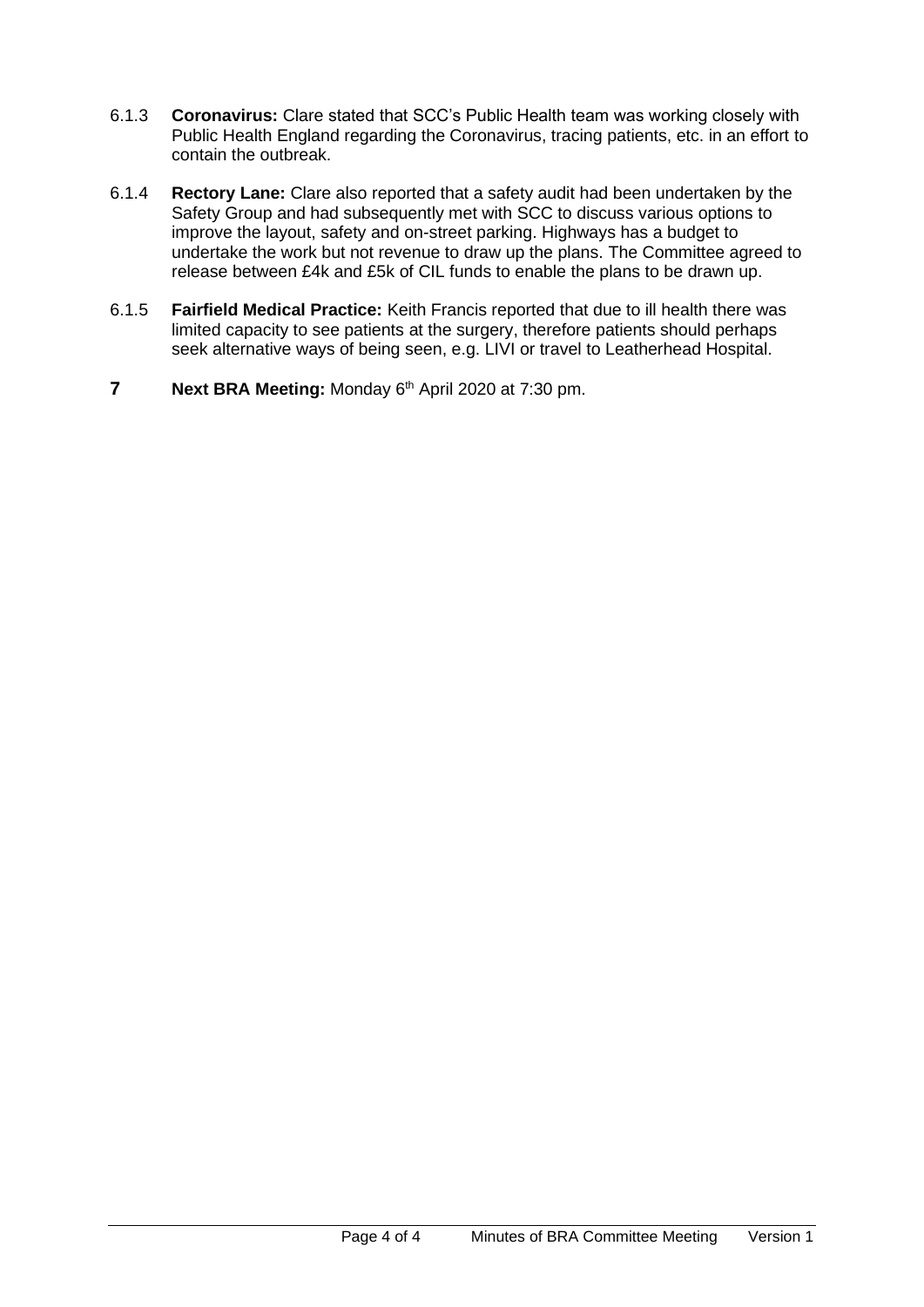6.1.3 **Coronavirus:** Clare stated that SCC's Public Health team was working closely with Public Health England regarding the Coronavirus, tracing patients, etc. in an effort to contain the outbreak.

6.1.4 **Rectory Lane:** Clare also reported that a safety audit had been undertaken by the Safety Group and had subsequently met with SCC to discuss various options to improve the layout, safety and on-street parking. Highways has a budget to undertake the work but not revenue to draw up the plans. The Committee agreed to release between £4k and £5k of CIL funds to enable the plans to be drawn up.

6.1.5 **Fairfield Medical Practice:** Keith Francis reported that due to ill health there was limited capacity to see patients at the surgery, therefore patients should perhaps seek alternative ways of being seen, e.g. LIVI or travel to Leatherhead Hospital.

**7 Next BRA Meeting:** Monday 6th April 2020 at 7:30 pm.